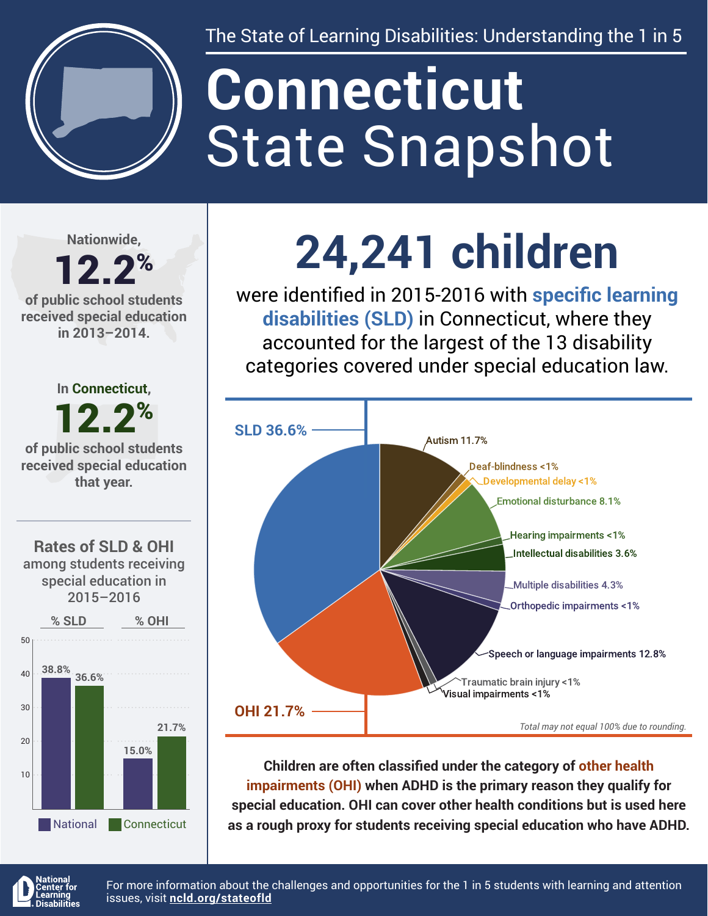The State of Learning Disabilities: Understanding the 1 in 5

# Connecticut State Snapshot

Nationwide,

**12.2%**

of public school students received special education in 2013–2014.

In Connecticut,

**12.2%**

of public school students received special education that year.

## Rates of SLD & OHI among students receiving special education in 2015–2016

| | % SLD | % OHI |
|---|---|---|
| National | 38.8% | 15.0% |
| Connecticut | 36.6% | 21.7% |

# 24,241 children

were identified in 2015-2016 with **specific learning disabilities (SLD)** in Connecticut, where they accounted for the largest of the 13 disability categories covered under special education law.

| Category | Percentage |
|---|---|
| SLD | 36.6% |
| Autism | 11.7% |
| Deaf-blindness | <1% |
| Developmental delay | <1% |
| Emotional disturbance | 8.1% |
| Hearing impairments | <1% |
| Intellectual disabilities | 3.6% |
| Multiple disabilities | 4.3% |
| Orthopedic impairments | <1% |
| Speech or language impairments | 12.8% |
| Traumatic brain injury | <1% |
| Visual impairments | <1% |
| OHI | 21.7% |

*Total may not equal 100% due to rounding.*

**Children are often classified under the category of other health impairments (OHI) when ADHD is the primary reason they qualify for special education. OHI can cover other health conditions but is used here as a rough proxy for students receiving special education who have ADHD.**

National Center for Learning Disabilities

For more information about the challenges and opportunities for the 1 in 5 students with learning and attention issues, visit **ncld.org/stateofld**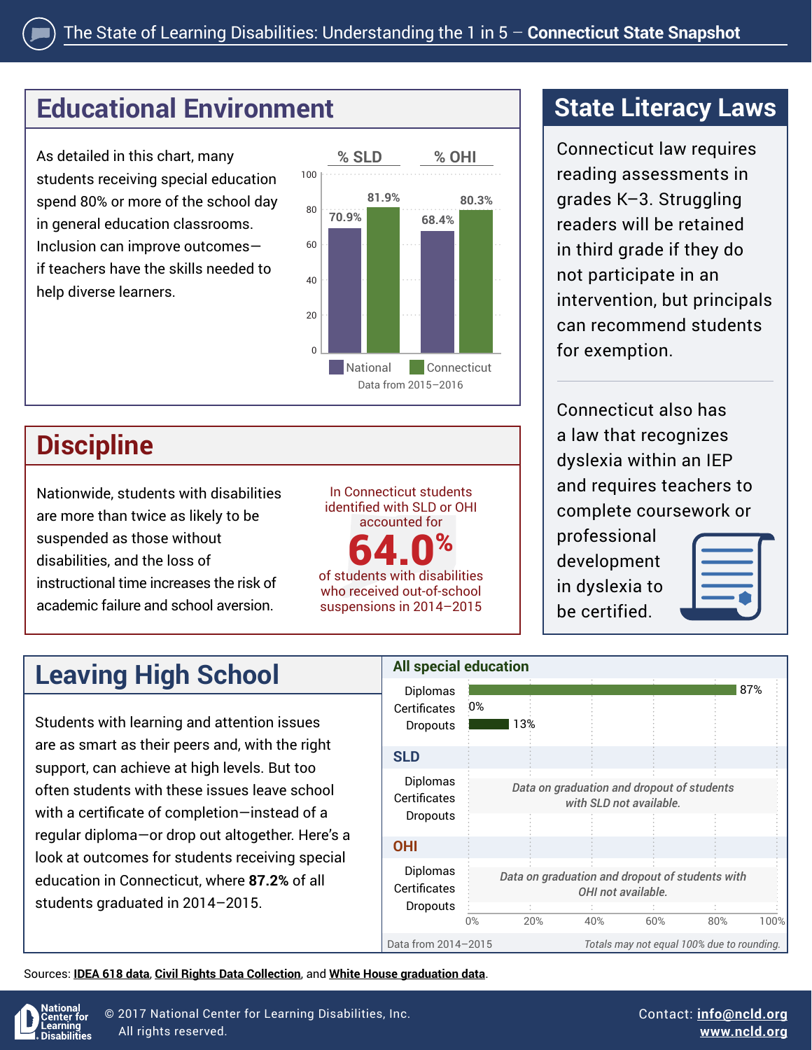# The State of Learning Disabilities: Understanding the 1 in 5 – **Connecticut State Snapshot**

## Educational Environment

As detailed in this chart, many students receiving special education spend 80% or more of the school day in general education classrooms. Inclusion can improve outcomes—if teachers have the skills needed to help diverse learners.

% SLD
% OHI
100
80
60
40
20
0
70.9%
81.9%
68.4%
80.3%
National
Connecticut
Data from 2015–2016

## State Literacy Laws

Connecticut law requires reading assessments in grades K–3. Struggling readers will be retained in third grade if they do not participate in an intervention, but principals can recommend students for exemption.

Connecticut also has a law that recognizes dyslexia within an IEP and requires teachers to complete coursework or professional development in dyslexia to be certified.

## Discipline

Nationwide, students with disabilities are more than twice as likely to be suspended as those without disabilities, and the loss of instructional time increases the risk of academic failure and school aversion.

In Connecticut students identified with SLD or OHI accounted for **64.0%** of students with disabilities who received out-of-school suspensions in 2014–2015

## Leaving High School

Students with learning and attention issues are as smart as their peers and, with the right support, can achieve at high levels. But too often students with these issues leave school with a certificate of completion—instead of a regular diploma—or drop out altogether. Here's a look at outcomes for students receiving special education in Connecticut, where **87.2%** of all students graduated in 2014–2015.

**All special education**
Diplomas 87%
Certificates 0%
Dropouts 13%

**SLD**
Diplomas
Certificates
Dropouts
*Data on graduation and dropout of students with SLD not available.*

**OHI**
Diplomas
Certificates
Dropouts
*Data on graduation and dropout of students with OHI not available.*

0% 20% 40% 60% 80% 100%

Data from 2014–2015
*Totals may not equal 100% due to rounding.*

Sources: **IDEA 618 data**, **Civil Rights Data Collection**, and **White House graduation data**.

© 2017 National Center for Learning Disabilities, Inc. All rights reserved.

Contact: **info@ncld.org** **www.ncld.org**